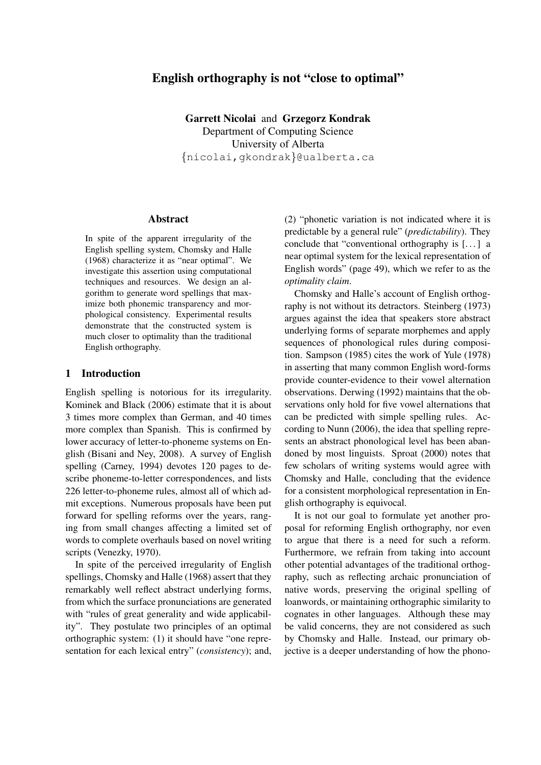# English orthography is not "close to optimal"

**Garrett Nicolai** and **Grzegorz Kondrak**
Department of Computing Science
University of Alberta
{nicolai,gkondrak}@ualberta.ca

## Abstract

In spite of the apparent irregularity of the English spelling system, Chomsky and Halle (1968) characterize it as "near optimal". We investigate this assertion using computational techniques and resources. We design an algorithm to generate word spellings that maximize both phonemic transparency and morphological consistency. Experimental results demonstrate that the constructed system is much closer to optimality than the traditional English orthography.

## 1 Introduction

English spelling is notorious for its irregularity. Kominek and Black (2006) estimate that it is about 3 times more complex than German, and 40 times more complex than Spanish. This is confirmed by lower accuracy of letter-to-phoneme systems on English (Bisani and Ney, 2008). A survey of English spelling (Carney, 1994) devotes 120 pages to describe phoneme-to-letter correspondences, and lists 226 letter-to-phoneme rules, almost all of which admit exceptions. Numerous proposals have been put forward for spelling reforms over the years, ranging from small changes affecting a limited set of words to complete overhauls based on novel writing scripts (Venezky, 1970).

In spite of the perceived irregularity of English spellings, Chomsky and Halle (1968) assert that they remarkably well reflect abstract underlying forms, from which the surface pronunciations are generated with "rules of great generality and wide applicability". They postulate two principles of an optimal orthographic system: (1) it should have "one representation for each lexical entry" (*consistency*); and, (2) "phonetic variation is not indicated where it is predictable by a general rule" (*predictability*). They conclude that "conventional orthography is [...] a near optimal system for the lexical representation of English words" (page 49), which we refer to as the *optimality claim*.

Chomsky and Halle's account of English orthography is not without its detractors. Steinberg (1973) argues against the idea that speakers store abstract underlying forms of separate morphemes and apply sequences of phonological rules during composition. Sampson (1985) cites the work of Yule (1978) in asserting that many common English word-forms provide counter-evidence to their vowel alternation observations. Derwing (1992) maintains that the observations only hold for five vowel alternations that can be predicted with simple spelling rules. According to Nunn (2006), the idea that spelling represents an abstract phonological level has been abandoned by most linguists. Sproat (2000) notes that few scholars of writing systems would agree with Chomsky and Halle, concluding that the evidence for a consistent morphological representation in English orthography is equivocal.

It is not our goal to formulate yet another proposal for reforming English orthography, nor even to argue that there is a need for such a reform. Furthermore, we refrain from taking into account other potential advantages of the traditional orthography, such as reflecting archaic pronunciation of native words, preserving the original spelling of loanwords, or maintaining orthographic similarity to cognates in other languages. Although these may be valid concerns, they are not considered as such by Chomsky and Halle. Instead, our primary objective is a deeper understanding of how the phono-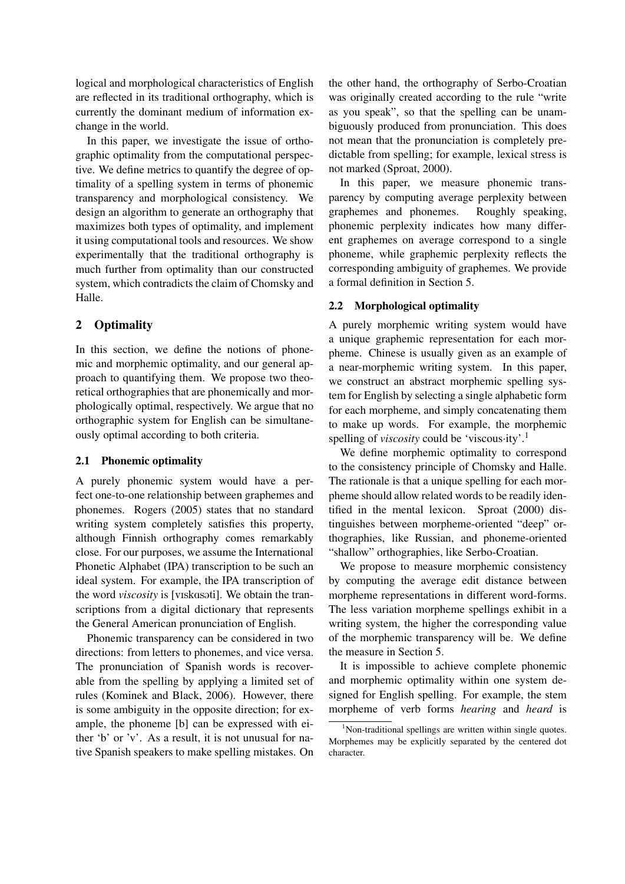logical and morphological characteristics of English are reflected in its traditional orthography, which is currently the dominant medium of information exchange in the world.

In this paper, we investigate the issue of orthographic optimality from the computational perspective. We define metrics to quantify the degree of optimality of a spelling system in terms of phonemic transparency and morphological consistency. We design an algorithm to generate an orthography that maximizes both types of optimality, and implement it using computational tools and resources. We show experimentally that the traditional orthography is much further from optimality than our constructed system, which contradicts the claim of Chomsky and Halle.

## 2 Optimality

In this section, we define the notions of phonemic and morphemic optimality, and our general approach to quantifying them. We propose two theoretical orthographies that are phonemically and morphologically optimal, respectively. We argue that no orthographic system for English can be simultaneously optimal according to both criteria.

### 2.1 Phonemic optimality

A purely phonemic system would have a perfect one-to-one relationship between graphemes and phonemes. Rogers (2005) states that no standard writing system completely satisfies this property, although Finnish orthography comes remarkably close. For our purposes, we assume the International Phonetic Alphabet (IPA) transcription to be such an ideal system. For example, the IPA transcription of the word *viscosity* is [vɪskɑsəti]. We obtain the transcriptions from a digital dictionary that represents the General American pronunciation of English.

Phonemic transparency can be considered in two directions: from letters to phonemes, and vice versa. The pronunciation of Spanish words is recoverable from the spelling by applying a limited set of rules (Kominek and Black, 2006). However, there is some ambiguity in the opposite direction; for example, the phoneme [b] can be expressed with either 'b' or 'v'. As a result, it is not unusual for native Spanish speakers to make spelling mistakes. On the other hand, the orthography of Serbo-Croatian was originally created according to the rule "write as you speak", so that the spelling can be unambiguously produced from pronunciation. This does not mean that the pronunciation is completely predictable from spelling; for example, lexical stress is not marked (Sproat, 2000).

In this paper, we measure phonemic transparency by computing average perplexity between graphemes and phonemes. Roughly speaking, phonemic perplexity indicates how many different graphemes on average correspond to a single phoneme, while graphemic perplexity reflects the corresponding ambiguity of graphemes. We provide a formal definition in Section 5.

### 2.2 Morphological optimality

A purely morphemic writing system would have a unique graphemic representation for each morpheme. Chinese is usually given as an example of a near-morphemic writing system. In this paper, we construct an abstract morphemic spelling system for English by selecting a single alphabetic form for each morpheme, and simply concatenating them to make up words. For example, the morphemic spelling of *viscosity* could be 'viscous·ity'.[1]

We define morphemic optimality to correspond to the consistency principle of Chomsky and Halle. The rationale is that a unique spelling for each morpheme should allow related words to be readily identified in the mental lexicon. Sproat (2000) distinguishes between morpheme-oriented "deep" orthographies, like Russian, and phoneme-oriented "shallow" orthographies, like Serbo-Croatian.

We propose to measure morphemic consistency by computing the average edit distance between morpheme representations in different word-forms. The less variation morpheme spellings exhibit in a writing system, the higher the corresponding value of the morphemic transparency will be. We define the measure in Section 5.

It is impossible to achieve complete phonemic and morphemic optimality within one system designed for English spelling. For example, the stem morpheme of verb forms *hearing* and *heard* is

[1] Non-traditional spellings are written within single quotes. Morphemes may be explicitly separated by the centered dot character.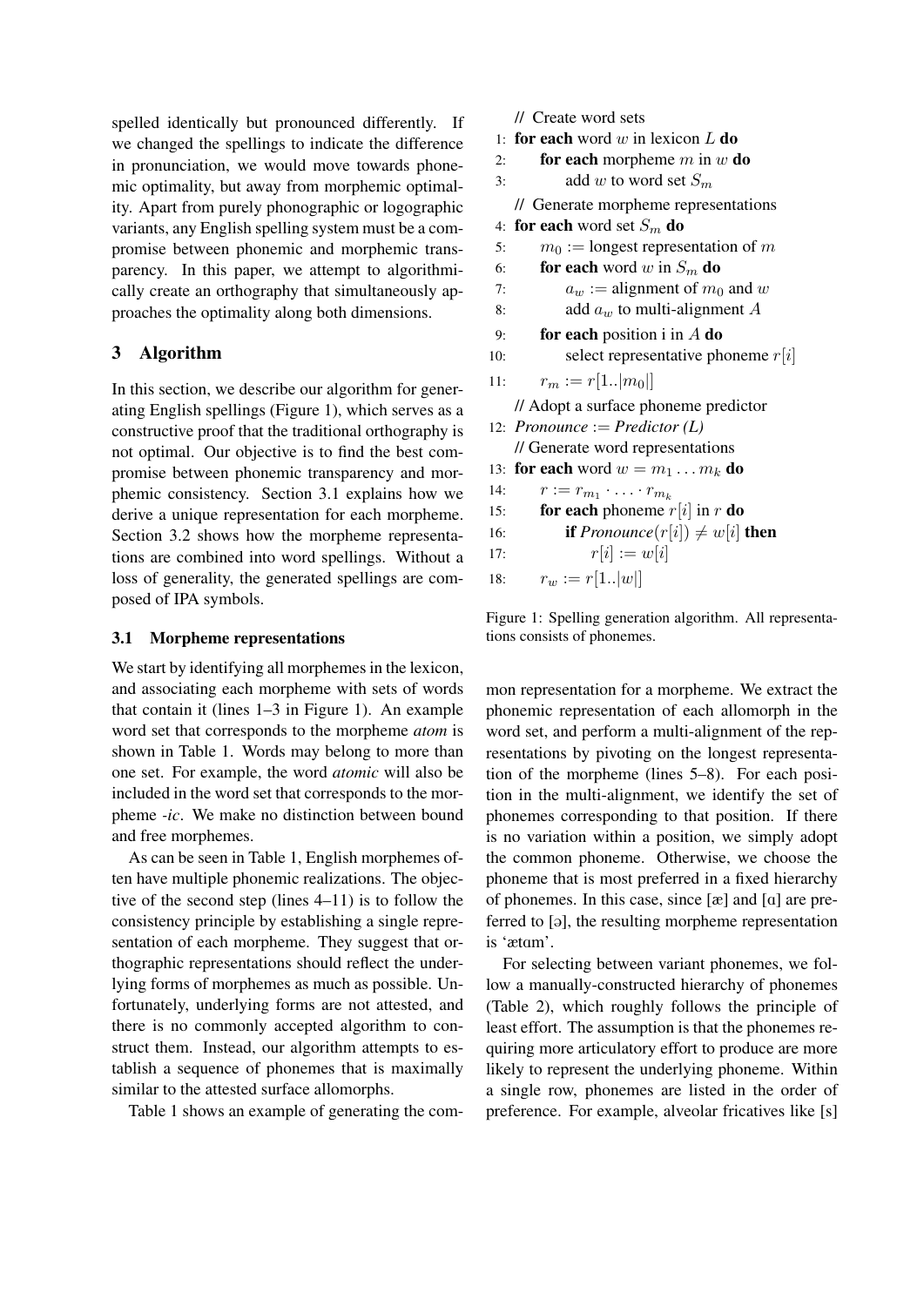spelled identically but pronounced differently. If we changed the spellings to indicate the difference in pronunciation, we would move towards phonemic optimality, but away from morphemic optimality. Apart from purely phonographic or logographic variants, any English spelling system must be a compromise between phonemic and morphemic transparency. In this paper, we attempt to algorithmically create an orthography that simultaneously approaches the optimality along both dimensions.

## 3 Algorithm

In this section, we describe our algorithm for generating English spellings (Figure 1), which serves as a constructive proof that the traditional orthography is not optimal. Our objective is to find the best compromise between phonemic transparency and morphemic consistency. Section 3.1 explains how we derive a unique representation for each morpheme. Section 3.2 shows how the morpheme representations are combined into word spellings. Without a loss of generality, the generated spellings are composed of IPA symbols.

### 3.1 Morpheme representations

We start by identifying all morphemes in the lexicon, and associating each morpheme with sets of words that contain it (lines 1–3 in Figure 1). An example word set that corresponds to the morpheme *atom* is shown in Table 1. Words may belong to more than one set. For example, the word *atomic* will also be included in the word set that corresponds to the morpheme *-ic*. We make no distinction between bound and free morphemes.

As can be seen in Table 1, English morphemes often have multiple phonemic realizations. The objective of the second step (lines 4–11) is to follow the consistency principle by establishing a single representation of each morpheme. They suggest that orthographic representations should reflect the underlying forms of morphemes as much as possible. Unfortunately, underlying forms are not attested, and there is no commonly accepted algorithm to construct them. Instead, our algorithm attempts to establish a sequence of phonemes that is maximally similar to the attested surface allomorphs.

Table 1 shows an example of generating the common representation for a morpheme. We extract the phonemic representation of each allomorph in the word set, and perform a multi-alignment of the representations by pivoting on the longest representation of the morpheme (lines 5–8). For each position in the multi-alignment, we identify the set of phonemes corresponding to that position. If there is no variation within a position, we simply adopt the common phoneme. Otherwise, we choose the phoneme that is most preferred in a fixed hierarchy of phonemes. In this case, since [æ] and [ɑ] are preferred to [ə], the resulting morpheme representation is 'ætɑm'.

For selecting between variant phonemes, we follow a manually-constructed hierarchy of phonemes (Table 2), which roughly follows the principle of least effort. The assumption is that the phonemes requiring more articulatory effort to produce are more likely to represent the underlying phoneme. Within a single row, phonemes are listed in the order of preference. For example, alveolar fricatives like [s]

```
    // Create word sets
 1: for each word w in lexicon L do
 2:     for each morpheme m in w do
 3:         add w to word set S_m
    // Generate morpheme representations
 4: for each word set S_m do
 5:     m_0 := longest representation of m
 6:     for each word w in S_m do
 7:         a_w := alignment of m_0 and w
 8:         add a_w to multi-alignment A
 9:     for each position i in A do
10:         select representative phoneme r[i]
11:     r_m := r[1..|m_0|]
    // Adopt a surface phoneme predictor
12: Pronounce := Predictor (L)
    // Generate word representations
13: for each word w = m_1 ... m_k do
14:     r := r_{m_1} · ... · r_{m_k}
15:     for each phoneme r[i] in r do
16:         if Pronounce(r[i]) ≠ w[i] then
17:             r[i] := w[i]
18:     r_w := r[1..|w|]
```

Figure 1: Spelling generation algorithm. All representations consists of phonemes.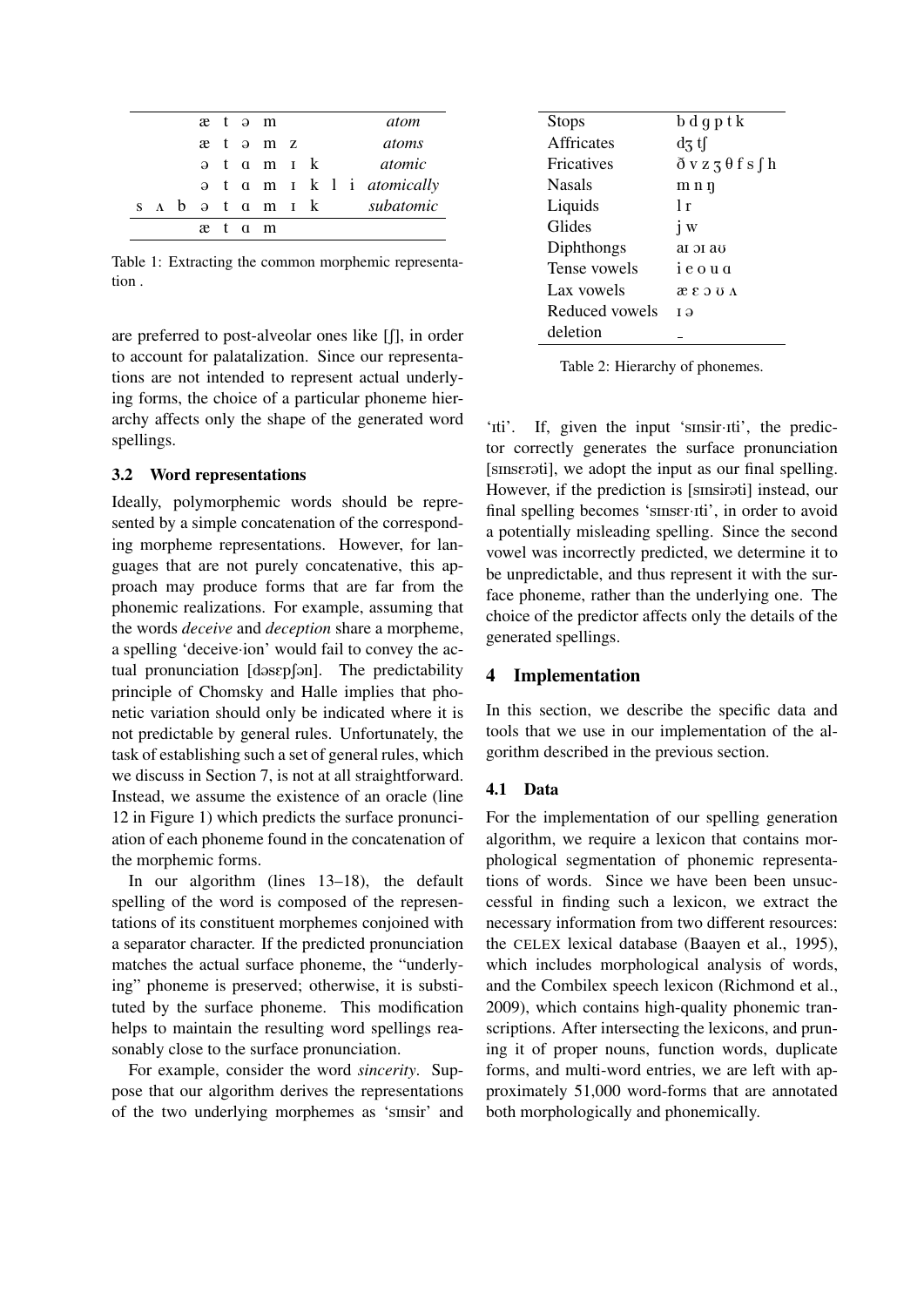|  |  |  | æ | t | ə | m |  |  |  | *atom* |
|---|---|---|---|---|---|---|---|---|---|---|
|  |  |  | æ | t | ə | m | z |  |  | *atoms* |
|  |  |  | ə | t | ɑ | m | ɪ | k |  | *atomic* |
|  |  |  | ə | t | ɑ | m | ɪ | k | l i | *atomically* |
| s | ʌ | b | ə | t | ɑ | m | ɪ | k |  | *subatomic* |
|  |  |  | æ | t | ɑ | m |  |  |  |  |

Table 1: Extracting the common morphemic representation .

are preferred to post-alveolar ones like [ʃ], in order to account for palatalization. Since our representations are not intended to represent actual underlying forms, the choice of a particular phoneme hierarchy affects only the shape of the generated word spellings.

### 3.2 Word representations

Ideally, polymorphemic words should be represented by a simple concatenation of the corresponding morpheme representations. However, for languages that are not purely concatenative, this approach may produce forms that are far from the phonemic realizations. For example, assuming that the words *deceive* and *deception* share a morpheme, a spelling 'deceive·ion' would fail to convey the actual pronunciation [dəsɛpʃən]. The predictability principle of Chomsky and Halle implies that phonetic variation should only be indicated where it is not predictable by general rules. Unfortunately, the task of establishing such a set of general rules, which we discuss in Section 7, is not at all straightforward. Instead, we assume the existence of an oracle (line 12 in Figure 1) which predicts the surface pronunciation of each phoneme found in the concatenation of the morphemic forms.

In our algorithm (lines 13–18), the default spelling of the word is composed of the representations of its constituent morphemes conjoined with a separator character. If the predicted pronunciation matches the actual surface phoneme, the "underlying" phoneme is preserved; otherwise, it is substituted by the surface phoneme. This modification helps to maintain the resulting word spellings reasonably close to the surface pronunciation.

For example, consider the word *sincerity*. Suppose that our algorithm derives the representations of the two underlying morphemes as 'sɪnsir' and

| Stops | b d g p t k |
|---|---|
| Affricates | dʒ tʃ |
| Fricatives | ð v z ʒ θ f s ʃ h |
| Nasals | m n ŋ |
| Liquids | l r |
| Glides | j w |
| Diphthongs | aɪ ɔɪ aʊ |
| Tense vowels | i e o u ɑ |
| Lax vowels | æ ɛ ɔ ʊ ʌ |
| Reduced vowels | ɪ ə |
| deletion | _ |

Table 2: Hierarchy of phonemes.

'ɪti'. If, given the input 'sɪnsir·ɪti', the predictor correctly generates the surface pronunciation [sɪnsɛrəti], we adopt the input as our final spelling. However, if the prediction is [sɪnsirəti] instead, our final spelling becomes 'sɪnsɛr·ɪti', in order to avoid a potentially misleading spelling. Since the second vowel was incorrectly predicted, we determine it to be unpredictable, and thus represent it with the surface phoneme, rather than the underlying one. The choice of the predictor affects only the details of the generated spellings.

## 4 Implementation

In this section, we describe the specific data and tools that we use in our implementation of the algorithm described in the previous section.

### 4.1 Data

For the implementation of our spelling generation algorithm, we require a lexicon that contains morphological segmentation of phonemic representations of words. Since we have been been unsuccessful in finding such a lexicon, we extract the necessary information from two different resources: the CELEX lexical database (Baayen et al., 1995), which includes morphological analysis of words, and the Combilex speech lexicon (Richmond et al., 2009), which contains high-quality phonemic transcriptions. After intersecting the lexicons, and pruning it of proper nouns, function words, duplicate forms, and multi-word entries, we are left with approximately 51,000 word-forms that are annotated both morphologically and phonemically.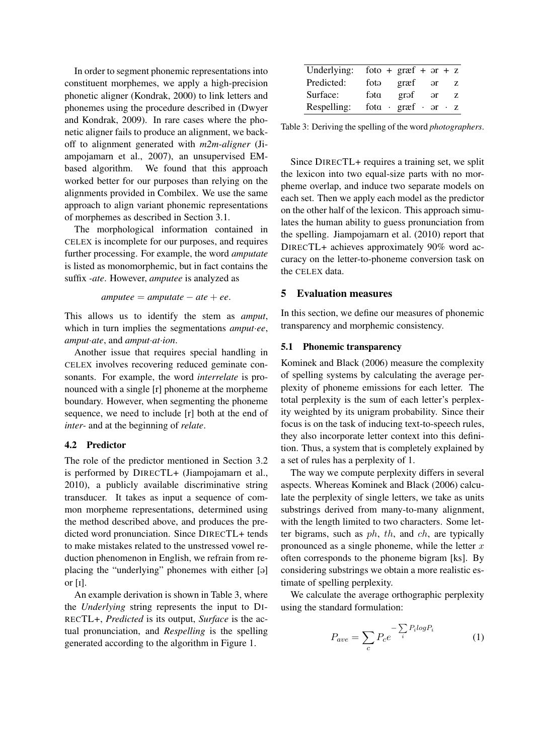In order to segment phonemic representations into constituent morphemes, we apply a high-precision phonetic aligner (Kondrak, 2000) to link letters and phonemes using the procedure described in (Dwyer and Kondrak, 2009). In rare cases where the phonetic aligner fails to produce an alignment, we back-off to alignment generated with *m2m-aligner* (Jiampojamarn et al., 2007), an unsupervised EM-based algorithm. We found that this approach worked better for our purposes than relying on the alignments provided in Combilex. We use the same approach to align variant phonemic representations of morphemes as described in Section 3.1.

The morphological information contained in CELEX is incomplete for our purposes, and requires further processing. For example, the word *amputate* is listed as monomorphemic, but in fact contains the suffix *-ate*. However, *amputee* is analyzed as

$$amputee = amputate - ate + ee.$$

This allows us to identify the stem as *amput*, which in turn implies the segmentations *amput·ee*, *amput·ate*, and *amput·at·ion*.

Another issue that requires special handling in CELEX involves recovering reduced geminate consonants. For example, the word *interrelate* is pronounced with a single [r] phoneme at the morpheme boundary. However, when segmenting the phoneme sequence, we need to include [r] both at the end of *inter-* and at the beginning of *relate*.

### 4.2 Predictor

The role of the predictor mentioned in Section 3.2 is performed by DIRECTL+ (Jiampojamarn et al., 2010), a publicly available discriminative string transducer. It takes as input a sequence of common morpheme representations, determined using the method described above, and produces the predicted word pronunciation. Since DIRECTL+ tends to make mistakes related to the unstressed vowel reduction phenomenon in English, we refrain from replacing the "underlying" phonemes with either [ə] or [ɪ].

An example derivation is shown in Table 3, where the *Underlying* string represents the input to DIRECTL+, *Predicted* is its output, *Surface* is the actual pronunciation, and *Respelling* is the spelling generated according to the algorithm in Figure 1.

| Underlying: | foto + græf + ər + z |
|---|---|
| Predicted: | fotə græf ər z |
| Surface: | fətɑ grəf ər z |
| Respelling: | fotɑ · græf · ər · z |

Table 3: Deriving the spelling of the word *photographers*.

Since DIRECTL+ requires a training set, we split the lexicon into two equal-size parts with no morpheme overlap, and induce two separate models on each set. Then we apply each model as the predictor on the other half of the lexicon. This approach simulates the human ability to guess pronunciation from the spelling. Jiampojamarn et al. (2010) report that DIRECTL+ achieves approximately 90% word accuracy on the letter-to-phoneme conversion task on the CELEX data.

## 5 Evaluation measures

In this section, we define our measures of phonemic transparency and morphemic consistency.

### 5.1 Phonemic transparency

Kominek and Black (2006) measure the complexity of spelling systems by calculating the average perplexity of phoneme emissions for each letter. The total perplexity is the sum of each letter's perplexity weighted by its unigram probability. Since their focus is on the task of inducing text-to-speech rules, they also incorporate letter context into this definition. Thus, a system that is completely explained by a set of rules has a perplexity of 1.

The way we compute perplexity differs in several aspects. Whereas Kominek and Black (2006) calculate the perplexity of single letters, we take as units substrings derived from many-to-many alignment, with the length limited to two characters. Some letter bigrams, such as $ph$, $th$, and $ch$, are typically pronounced as a single phoneme, while the letter $x$ often corresponds to the phoneme bigram [ks]. By considering substrings we obtain a more realistic estimate of spelling perplexity.

We calculate the average orthographic perplexity using the standard formulation:

$$P_{ave} = \sum_{c} P_c e^{-\sum_{i} P_i log P_i} \quad (1)$$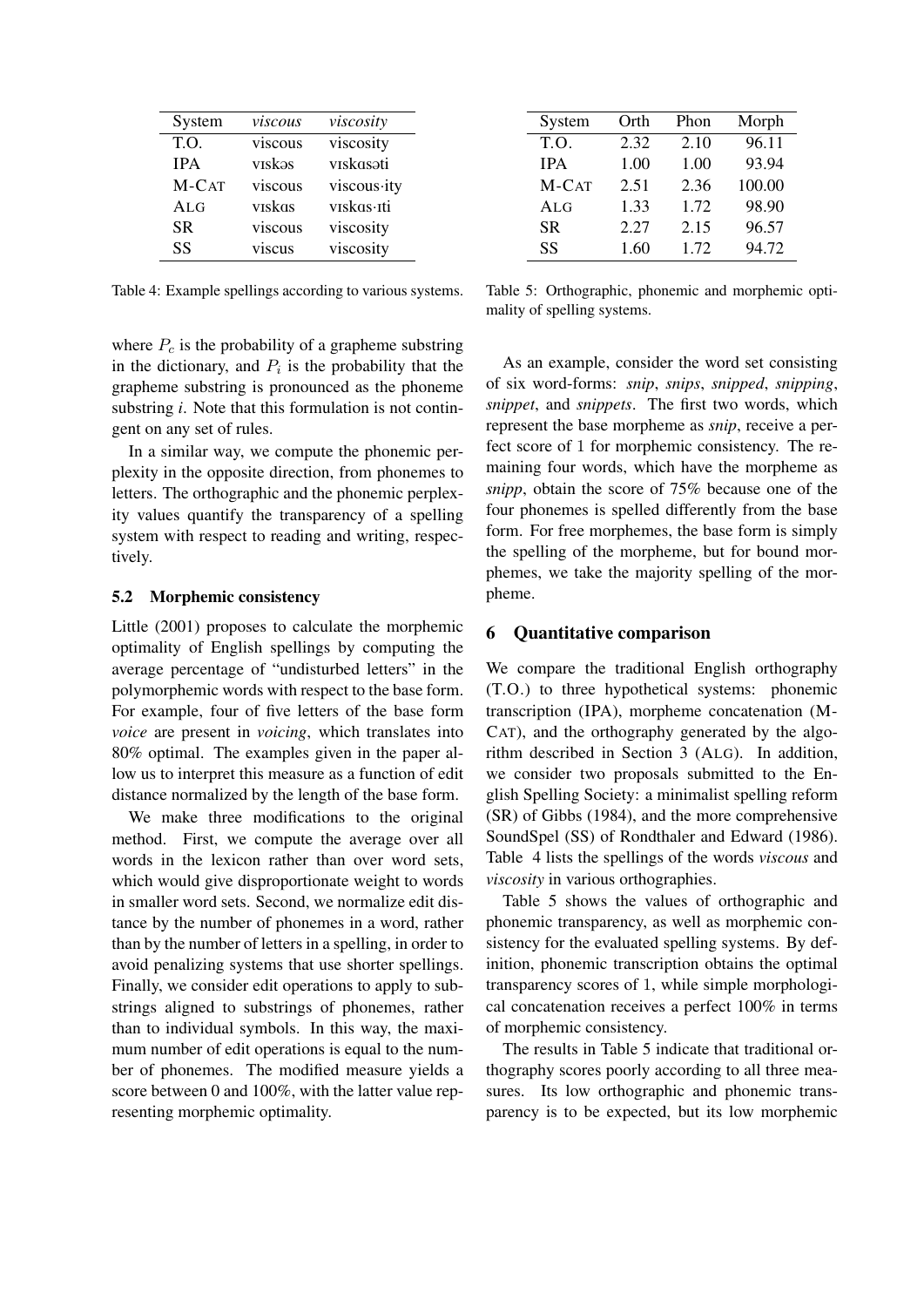| System | *viscous* | *viscosity* |
|---|---|---|
| T.O. | viscous | viscosity |
| IPA | vɪskəs | vɪskɑsəti |
| M-CAT | viscous | viscous·ity |
| ALG | vɪskɑs | vɪskɑs·ɪti |
| SR | viscous | viscosity |
| SS | viscus | viscosity |

Table 4: Example spellings according to various systems.

| System | Orth | Phon | Morph |
|---|---|---|---|
| T.O. | 2.32 | 2.10 | 96.11 |
| IPA | 1.00 | 1.00 | 93.94 |
| M-CAT | 2.51 | 2.36 | 100.00 |
| ALG | 1.33 | 1.72 | 98.90 |
| SR | 2.27 | 2.15 | 96.57 |
| SS | 1.60 | 1.72 | 94.72 |

Table 5: Orthographic, phonemic and morphemic optimality of spelling systems.

where $P_c$ is the probability of a grapheme substring in the dictionary, and $P_i$ is the probability that the grapheme substring is pronounced as the phoneme substring *i*. Note that this formulation is not contingent on any set of rules.

In a similar way, we compute the phonemic perplexity in the opposite direction, from phonemes to letters. The orthographic and the phonemic perplexity values quantify the transparency of a spelling system with respect to reading and writing, respectively.

### 5.2 Morphemic consistency

Little (2001) proposes to calculate the morphemic optimality of English spellings by computing the average percentage of "undisturbed letters" in the polymorphemic words with respect to the base form. For example, four of five letters of the base form *voice* are present in *voicing*, which translates into 80% optimal. The examples given in the paper allow us to interpret this measure as a function of edit distance normalized by the length of the base form.

We make three modifications to the original method. First, we compute the average over all words in the lexicon rather than over word sets, which would give disproportionate weight to words in smaller word sets. Second, we normalize edit distance by the number of phonemes in a word, rather than by the number of letters in a spelling, in order to avoid penalizing systems that use shorter spellings. Finally, we consider edit operations to apply to substrings aligned to substrings of phonemes, rather than to individual symbols. In this way, the maximum number of edit operations is equal to the number of phonemes. The modified measure yields a score between 0 and 100%, with the latter value representing morphemic optimality.

As an example, consider the word set consisting of six word-forms: *snip*, *snips*, *snipped*, *snipping*, *snippet*, and *snippets*. The first two words, which represent the base morpheme as *snip*, receive a perfect score of 1 for morphemic consistency. The remaining four words, which have the morpheme as *snipp*, obtain the score of 75% because one of the four phonemes is spelled differently from the base form. For free morphemes, the base form is simply the spelling of the morpheme, but for bound morphemes, we take the majority spelling of the morpheme.

## 6 Quantitative comparison

We compare the traditional English orthography (T.O.) to three hypothetical systems: phonemic transcription (IPA), morpheme concatenation (M-CAT), and the orthography generated by the algorithm described in Section 3 (ALG). In addition, we consider two proposals submitted to the English Spelling Society: a minimalist spelling reform (SR) of Gibbs (1984), and the more comprehensive SoundSpel (SS) of Rondthaler and Edward (1986). Table 4 lists the spellings of the words *viscous* and *viscosity* in various orthographies.

Table 5 shows the values of orthographic and phonemic transparency, as well as morphemic consistency for the evaluated spelling systems. By definition, phonemic transcription obtains the optimal transparency scores of 1, while simple morphological concatenation receives a perfect 100% in terms of morphemic consistency.

The results in Table 5 indicate that traditional orthography scores poorly according to all three measures. Its low orthographic and phonemic transparency is to be expected, but its low morphemic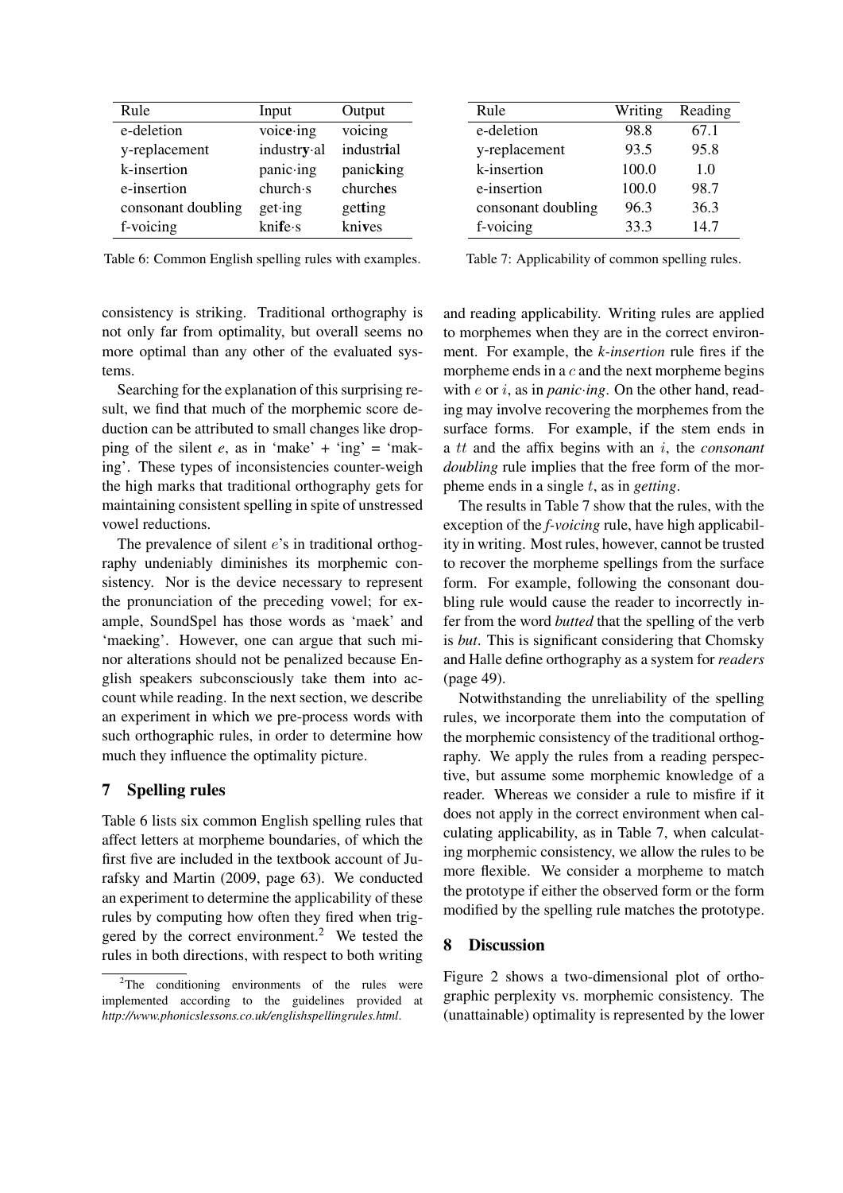| Rule | Input | Output |
|---|---|---|
| e-deletion | voic**e**·ing | voicing |
| y-replacement | industr**y**·al | industr**i**al |
| k-insertion | panic·ing | panic**k**ing |
| e-insertion | church·s | church**e**s |
| consonant doubling | get·ing | get**t**ing |
| f-voicing | kni**f**e·s | kni**v**es |

Table 6: Common English spelling rules with examples.

| Rule | Writing | Reading |
|---|---|---|
| e-deletion | 98.8 | 67.1 |
| y-replacement | 93.5 | 95.8 |
| k-insertion | 100.0 | 1.0 |
| e-insertion | 100.0 | 98.7 |
| consonant doubling | 96.3 | 36.3 |
| f-voicing | 33.3 | 14.7 |

Table 7: Applicability of common spelling rules.

consistency is striking. Traditional orthography is not only far from optimality, but overall seems no more optimal than any other of the evaluated systems.

Searching for the explanation of this surprising result, we find that much of the morphemic score deduction can be attributed to small changes like dropping of the silent *e*, as in 'make' + 'ing' = 'making'. These types of inconsistencies counter-weigh the high marks that traditional orthography gets for maintaining consistent spelling in spite of unstressed vowel reductions.

The prevalence of silent $e$'s in traditional orthography undeniably diminishes its morphemic consistency. Nor is the device necessary to represent the pronunciation of the preceding vowel; for example, SoundSpel has those words as 'maek' and 'maeking'. However, one can argue that such minor alterations should not be penalized because English speakers subconsciously take them into account while reading. In the next section, we describe an experiment in which we pre-process words with such orthographic rules, in order to determine how much they influence the optimality picture.

## 7 Spelling rules

Table 6 lists six common English spelling rules that affect letters at morpheme boundaries, of which the first five are included in the textbook account of Jurafsky and Martin (2009, page 63). We conducted an experiment to determine the applicability of these rules by computing how often they fired when triggered by the correct environment.[2] We tested the rules in both directions, with respect to both writing and reading applicability. Writing rules are applied to morphemes when they are in the correct environment. For example, the *k-insertion* rule fires if the morpheme ends in a $c$ and the next morpheme begins with $e$ or $i$, as in *panic·ing*. On the other hand, reading may involve recovering the morphemes from the surface forms. For example, if the stem ends in a $tt$ and the affix begins with an $i$, the *consonant doubling* rule implies that the free form of the morpheme ends in a single $t$, as in *getting*.

The results in Table 7 show that the rules, with the exception of the *f-voicing* rule, have high applicability in writing. Most rules, however, cannot be trusted to recover the morpheme spellings from the surface form. For example, following the consonant doubling rule would cause the reader to incorrectly infer from the word *butted* that the spelling of the verb is *but*. This is significant considering that Chomsky and Halle define orthography as a system for *readers* (page 49).

Notwithstanding the unreliability of the spelling rules, we incorporate them into the computation of the morphemic consistency of the traditional orthography. We apply the rules from a reading perspective, but assume some morphemic knowledge of a reader. Whereas we consider a rule to misfire if it does not apply in the correct environment when calculating applicability, as in Table 7, when calculating morphemic consistency, we allow the rules to be more flexible. We consider a morpheme to match the prototype if either the observed form or the form modified by the spelling rule matches the prototype.

## 8 Discussion

Figure 2 shows a two-dimensional plot of orthographic perplexity vs. morphemic consistency. The (unattainable) optimality is represented by the lower

[2] The conditioning environments of the rules were implemented according to the guidelines provided at *http://www.phonicslessons.co.uk/englishspellingrules.html*.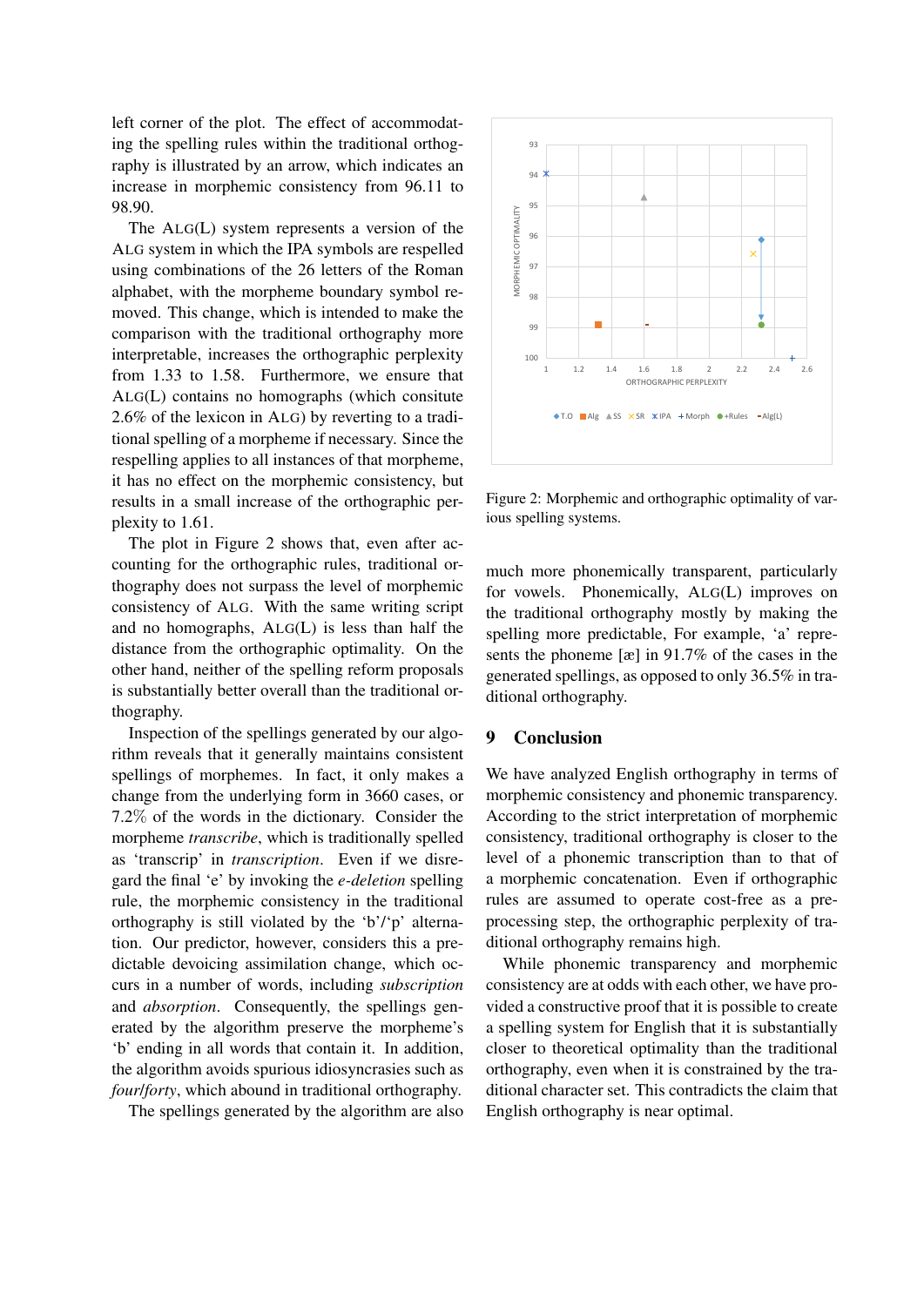left corner of the plot. The effect of accommodating the spelling rules within the traditional orthography is illustrated by an arrow, which indicates an increase in morphemic consistency from 96.11 to 98.90.

The ALG(L) system represents a version of the ALG system in which the IPA symbols are respelled using combinations of the 26 letters of the Roman alphabet, with the morpheme boundary symbol removed. This change, which is intended to make the comparison with the traditional orthography more interpretable, increases the orthographic perplexity from 1.33 to 1.58. Furthermore, we ensure that ALG(L) contains no homographs (which consitute 2.6% of the lexicon in ALG) by reverting to a traditional spelling of a morpheme if necessary. Since the respelling applies to all instances of that morpheme, it has no effect on the morphemic consistency, but results in a small increase of the orthographic perplexity to 1.61.

The plot in Figure 2 shows that, even after accounting for the orthographic rules, traditional orthography does not surpass the level of morphemic consistency of ALG. With the same writing script and no homographs, ALG(L) is less than half the distance from the orthographic optimality. On the other hand, neither of the spelling reform proposals is substantially better overall than the traditional orthography.

Inspection of the spellings generated by our algorithm reveals that it generally maintains consistent spellings of morphemes. In fact, it only makes a change from the underlying form in 3660 cases, or 7.2% of the words in the dictionary. Consider the morpheme *transcribe*, which is traditionally spelled as 'transcrip' in *transcription*. Even if we disregard the final 'e' by invoking the *e-deletion* spelling rule, the morphemic consistency in the traditional orthography is still violated by the 'b'/'p' alternation. Our predictor, however, considers this a predictable devoicing assimilation change, which occurs in a number of words, including *subscription* and *absorption*. Consequently, the spellings generated by the algorithm preserve the morpheme's 'b' ending in all words that contain it. In addition, the algorithm avoids spurious idiosyncrasies such as *four*/*forty*, which abound in traditional orthography.

The spellings generated by the algorithm are also much more phonemically transparent, particularly for vowels. Phonemically, ALG(L) improves on the traditional orthography mostly by making the spelling more predictable, For example, 'a' represents the phoneme [æ] in 91.7% of the cases in the generated spellings, as opposed to only 36.5% in traditional orthography.

Figure 2: Morphemic and orthographic optimality of various spelling systems.

## 9 Conclusion

We have analyzed English orthography in terms of morphemic consistency and phonemic transparency. According to the strict interpretation of morphemic consistency, traditional orthography is closer to the level of a phonemic transcription than to that of a morphemic concatenation. Even if orthographic rules are assumed to operate cost-free as a preprocessing step, the orthographic perplexity of traditional orthography remains high.

While phonemic transparency and morphemic consistency are at odds with each other, we have provided a constructive proof that it is possible to create a spelling system for English that it is substantially closer to theoretical optimality than the traditional orthography, even when it is constrained by the traditional character set. This contradicts the claim that English orthography is near optimal.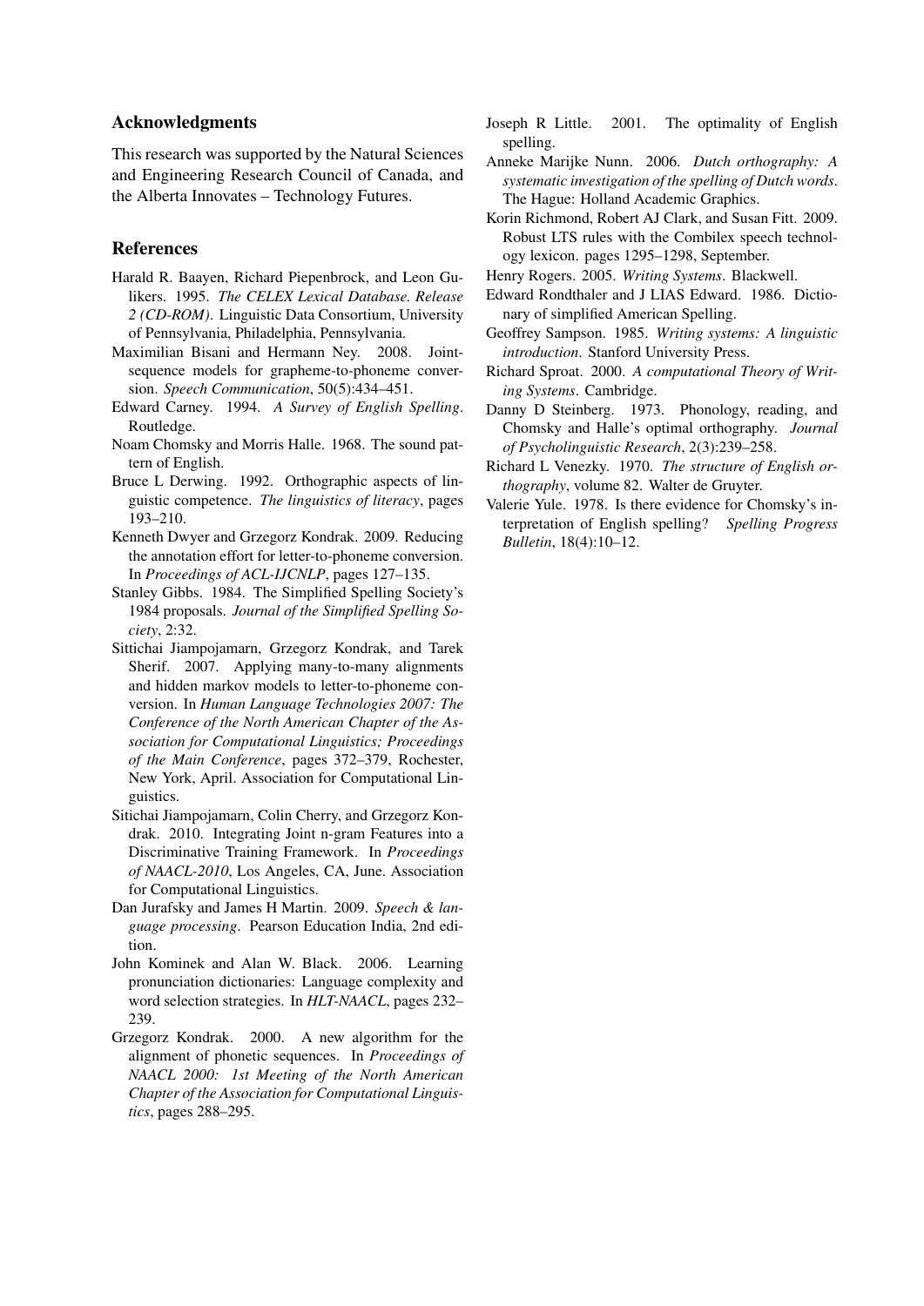## Acknowledgments

This research was supported by the Natural Sciences and Engineering Research Council of Canada, and the Alberta Innovates – Technology Futures.

## References

Harald R. Baayen, Richard Piepenbrock, and Leon Gulikers. 1995. *The CELEX Lexical Database. Release 2 (CD-ROM)*. Linguistic Data Consortium, University of Pennsylvania, Philadelphia, Pennsylvania.

Maximilian Bisani and Hermann Ney. 2008. Joint-sequence models for grapheme-to-phoneme conversion. *Speech Communication*, 50(5):434–451.

Edward Carney. 1994. *A Survey of English Spelling*. Routledge.

Noam Chomsky and Morris Halle. 1968. The sound pattern of English.

Bruce L Derwing. 1992. Orthographic aspects of linguistic competence. *The linguistics of literacy*, pages 193–210.

Kenneth Dwyer and Grzegorz Kondrak. 2009. Reducing the annotation effort for letter-to-phoneme conversion. In *Proceedings of ACL-IJCNLP*, pages 127–135.

Stanley Gibbs. 1984. The Simplified Spelling Society's 1984 proposals. *Journal of the Simplified Spelling Society*, 2:32.

Sittichai Jiampojamarn, Grzegorz Kondrak, and Tarek Sherif. 2007. Applying many-to-many alignments and hidden markov models to letter-to-phoneme conversion. In *Human Language Technologies 2007: The Conference of the North American Chapter of the Association for Computational Linguistics; Proceedings of the Main Conference*, pages 372–379, Rochester, New York, April. Association for Computational Linguistics.

Sitichai Jiampojamarn, Colin Cherry, and Grzegorz Kondrak. 2010. Integrating Joint n-gram Features into a Discriminative Training Framework. In *Proceedings of NAACL-2010*, Los Angeles, CA, June. Association for Computational Linguistics.

Dan Jurafsky and James H Martin. 2009. *Speech & language processing*. Pearson Education India, 2nd edition.

John Kominek and Alan W. Black. 2006. Learning pronunciation dictionaries: Language complexity and word selection strategies. In *HLT-NAACL*, pages 232–239.

Grzegorz Kondrak. 2000. A new algorithm for the alignment of phonetic sequences. In *Proceedings of NAACL 2000: 1st Meeting of the North American Chapter of the Association for Computational Linguistics*, pages 288–295.

Joseph R Little. 2001. The optimality of English spelling.

Anneke Marijke Nunn. 2006. *Dutch orthography: A systematic investigation of the spelling of Dutch words*. The Hague: Holland Academic Graphics.

Korin Richmond, Robert AJ Clark, and Susan Fitt. 2009. Robust LTS rules with the Combilex speech technology lexicon. pages 1295–1298, September.

Henry Rogers. 2005. *Writing Systems*. Blackwell.

Edward Rondthaler and J LIAS Edward. 1986. Dictionary of simplified American Spelling.

Geoffrey Sampson. 1985. *Writing systems: A linguistic introduction*. Stanford University Press.

Richard Sproat. 2000. *A computational Theory of Writing Systems*. Cambridge.

Danny D Steinberg. 1973. Phonology, reading, and Chomsky and Halle's optimal orthography. *Journal of Psycholinguistic Research*, 2(3):239–258.

Richard L Venezky. 1970. *The structure of English orthography*, volume 82. Walter de Gruyter.

Valerie Yule. 1978. Is there evidence for Chomsky's interpretation of English spelling? *Spelling Progress Bulletin*, 18(4):10–12.